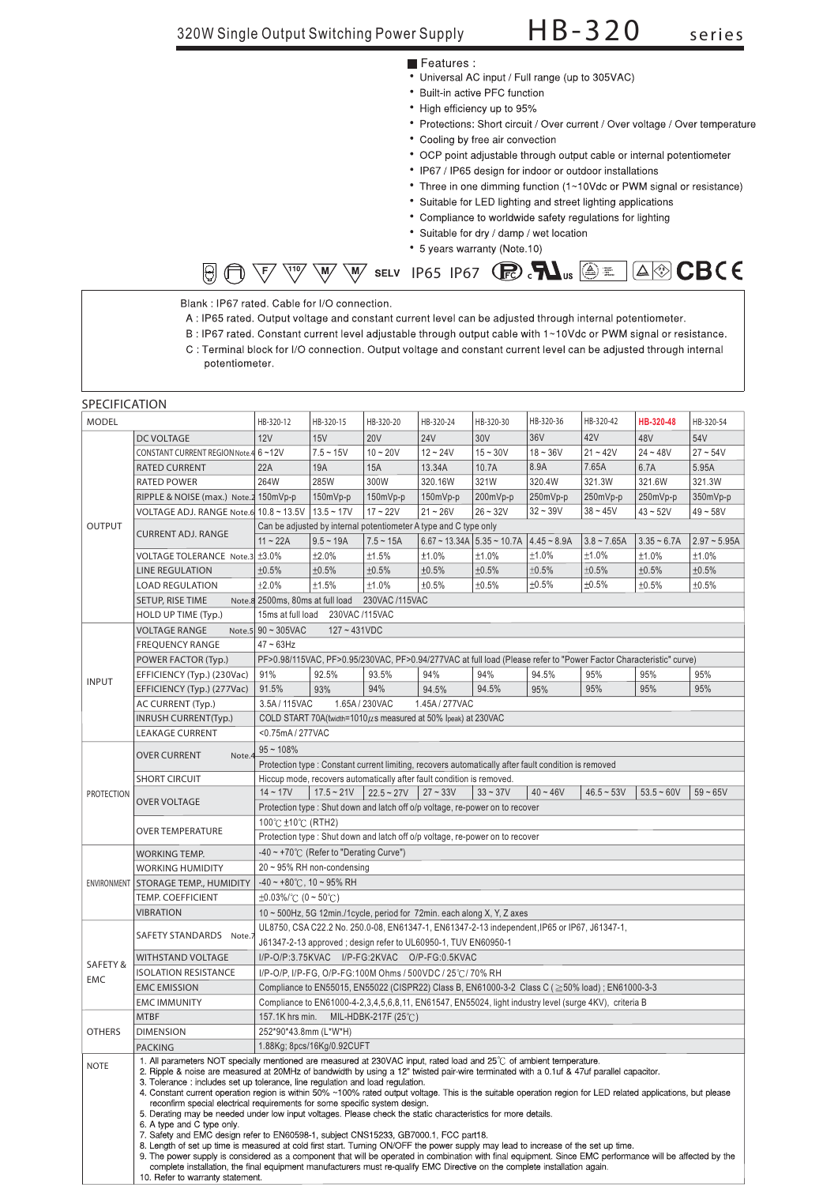# 320W Single Output Switching Power Supply HB-320 series

■ Features :

- Universal AC input / Full range (up to 305VAC)
- Built-in active PFC function
- High efficiency up to 95%
- Protections: Short circuit / Over current / Over voltage / Over temperature
- Cooling by free air convection
- OCP point adjustable through output cable or internal potentiometer
- IP67 / IP65 design for indoor or outdoor installations
- Three in one dimming function (1~10Vdc or PWM signal or resistance)
- Suitable for LED lighting and street lighting applications
- Compliance to worldwide safety regulations for lighting
- Suitable for dry / damp / wet location
- 5 years warranty (Note.10)

SELV IP65 IP67

Blank : IP67 rated. Cable for I/O connection.
A : IP65 rated. Output voltage and constant current level can be adjusted through internal potentiometer.
B : IP67 rated. Constant current level adjustable through output cable with 1~10Vdc or PWM signal or resistance.
C : Terminal block for I/O connection. Output voltage and constant current level can be adjusted through internal potentiometer.

## SPECIFICATION

| MODEL | | HB-320-12 | HB-320-15 | HB-320-20 | HB-320-24 | HB-320-30 | HB-320-36 | HB-320-42 | HB-320-48 | HB-320-54 |
|---|---|---|---|---|---|---|---|---|---|---|
| OUTPUT | DC VOLTAGE | 12V | 15V | 20V | 24V | 30V | 36V | 42V | 48V | 54V |
| | CONSTANT CURRENT REGION Note.4 | 6 ~12V | 7.5 ~ 15V | 10 ~ 20V | 12 ~ 24V | 15 ~ 30V | 18 ~ 36V | 21 ~ 42V | 24 ~ 48V | 27 ~ 54V |
| | RATED CURRENT | 22A | 19A | 15A | 13.34A | 10.7A | 8.9A | 7.65A | 6.7A | 5.95A |
| | RATED POWER | 264W | 285W | 300W | 320.16W | 321W | 320.4W | 321.3W | 321.6W | 321.3W |
| | RIPPLE & NOISE (max.) Note.2 | 150mVp-p | 150mVp-p | 150mVp-p | 150mVp-p | 200mVp-p | 250mVp-p | 250mVp-p | 250mVp-p | 350mVp-p |
| | VOLTAGE ADJ. RANGE Note.6 | 10.8 ~ 13.5V | 13.5 ~ 17V | 17 ~ 22V | 21 ~ 26V | 26 ~ 32V | 32 ~ 39V | 38 ~ 45V | 43 ~ 52V | 49 ~ 58V |
| | CURRENT ADJ. RANGE | Can be adjusted by internal potentiometer A type and C type only | | | | | | | | |
| | | 11 ~ 22A | 9.5 ~ 19A | 7.5 ~ 15A | 6.67 ~ 13.34A | 5.35 ~ 10.7A | 4.45 ~ 8.9A | 3.8 ~ 7.65A | 3.35 ~ 6.7A | 2.97 ~ 5.95A |
| | VOLTAGE TOLERANCE Note.3 | ±3.0% | ±2.0% | ±1.5% | ±1.0% | ±1.0% | ±1.0% | ±1.0% | ±1.0% | ±1.0% |
| | LINE REGULATION | ±0.5% | ±0.5% | ±0.5% | ±0.5% | ±0.5% | ±0.5% | ±0.5% | ±0.5% | ±0.5% |
| | LOAD REGULATION | ±2.0% | ±1.5% | ±1.0% | ±0.5% | ±0.5% | ±0.5% | ±0.5% | ±0.5% | ±0.5% |
| | SETUP, RISE TIME Note.8 | 2500ms, 80ms at full load 230VAC /115VAC | | | | | | | | |
| | HOLD UP TIME (Typ.) | 15ms at full load 230VAC /115VAC | | | | | | | | |
| INPUT | VOLTAGE RANGE Note.5 | 90 ~ 305VAC 127 ~ 431VDC | | | | | | | | |
| | FREQUENCY RANGE | 47 ~ 63Hz | | | | | | | | |
| | POWER FACTOR (Typ.) | PF>0.98/115VAC, PF>0.95/230VAC, PF>0.94/277VAC at full load (Please refer to "Power Factor Characteristic" curve) | | | | | | | | |
| | EFFICIENCY (Typ.) (230Vac) | 91% | 92.5% | 93.5% | 94% | 94% | 94.5% | 95% | 95% | 95% |
| | EFFICIENCY (Typ.) (277Vac) | 91.5% | 93% | 94% | 94.5% | 94.5% | 95% | 95% | 95% | 95% |
| | AC CURRENT (Typ.) | 3.5A / 115VAC 1.65A / 230VAC 1.45A / 277VAC | | | | | | | | |
| | INRUSH CURRENT(Typ.) | COLD START 70A(twidth=1010μs measured at 50% Ipeak) at 230VAC | | | | | | | | |
| | LEAKAGE CURRENT | <0.75mA / 277VAC | | | | | | | | |
| PROTECTION | OVER CURRENT Note.4 | 95 ~ 108% | | | | | | | | |
| | | Protection type : Constant current limiting, recovers automatically after fault condition is removed | | | | | | | | |
| | SHORT CIRCUIT | Hiccup mode, recovers automatically after fault condition is removed. | | | | | | | | |
| | OVER VOLTAGE | 14 ~ 17V | 17.5 ~ 21V | 22.5 ~ 27V | 27 ~ 33V | 33 ~ 37V | 40 ~ 46V | 46.5 ~ 53V | 53.5 ~ 60V | 59 ~ 65V |
| | | Protection type : Shut down and latch off o/p voltage, re-power on to recover | | | | | | | | |
| | OVER TEMPERATURE | 100℃ ±10℃ (RTH2) | | | | | | | | |
| | | Protection type : Shut down and latch off o/p voltage, re-power on to recover | | | | | | | | |
| ENVIRONMENT | WORKING TEMP. | -40 ~ +70℃ (Refer to "Derating Curve") | | | | | | | | |
| | WORKING HUMIDITY | 20 ~ 95% RH non-condensing | | | | | | | | |
| | STORAGE TEMP., HUMIDITY | -40 ~ +80℃, 10 ~ 95% RH | | | | | | | | |
| | TEMP. COEFFICIENT | ±0.03%/℃ (0 ~ 50℃) | | | | | | | | |
| | VIBRATION | 10 ~ 500Hz, 5G 12min./1cycle, period for 72min. each along X, Y, Z axes | | | | | | | | |
| SAFETY & EMC | SAFETY STANDARDS Note.7 | UL8750, CSA C22.2 No. 250.0-08, EN61347-1, EN61347-2-13 independent,IP65 or IP67, J61347-1, J61347-2-13 approved ; design refer to UL60950-1, TUV EN60950-1 | | | | | | | | |
| | WITHSTAND VOLTAGE | I/P-O/P:3.75KVAC I/P-FG:2KVAC O/P-FG:0.5KVAC | | | | | | | | |
| | ISOLATION RESISTANCE | I/P-O/P, I/P-FG, O/P-FG:100M Ohms / 500VDC / 25℃/ 70% RH | | | | | | | | |
| | EMC EMISSION | Compliance to EN55015, EN55022 (CISPR22) Class B, EN61000-3-2 Class C (≧50% load) ; EN61000-3-3 | | | | | | | | |
| | EMC IMMUNITY | Compliance to EN61000-4-2,3,4,5,6,8,11, EN61547, EN55024, light industry level (surge 4KV), criteria B | | | | | | | | |
| OTHERS | MTBF | 157.1K hrs min. MIL-HDBK-217F (25℃) | | | | | | | | |
| | DIMENSION | 252*90*43.8mm (L*W*H) | | | | | | | | |
| | PACKING | 1.88Kg; 8pcs/16Kg/0.92CUFT | | | | | | | | |

**NOTE**

1. All parameters NOT specially mentioned are measured at 230VAC input, rated load and 25℃ of ambient temperature.
2. Ripple & noise are measured at 20MHz of bandwidth by using a 12" twisted pair-wire terminated with a 0.1uf & 47uf parallel capacitor.
3. Tolerance : includes set up tolerance, line regulation and load regulation.
4. Constant current operation region is within 50% ~100% rated output voltage. This is the suitable operation region for LED related applications, but please reconfirm special electrical requirements for some specific system design.
5. Derating may be needed under low input voltages. Please check the static characteristics for more details.
6. A type and C type only.
7. Safety and EMC design refer to EN60598-1, subject CNS15233, GB7000.1, FCC part18.
8. Length of set up time is measured at cold first start. Turning ON/OFF the power supply may lead to increase of the set up time.
9. The power supply is considered as a component that will be operated in combination with final equipment. Since EMC performance will be affected by the complete installation, the final equipment manufacturers must re-qualify EMC Directive on the complete installation again.
10. Refer to warranty statement.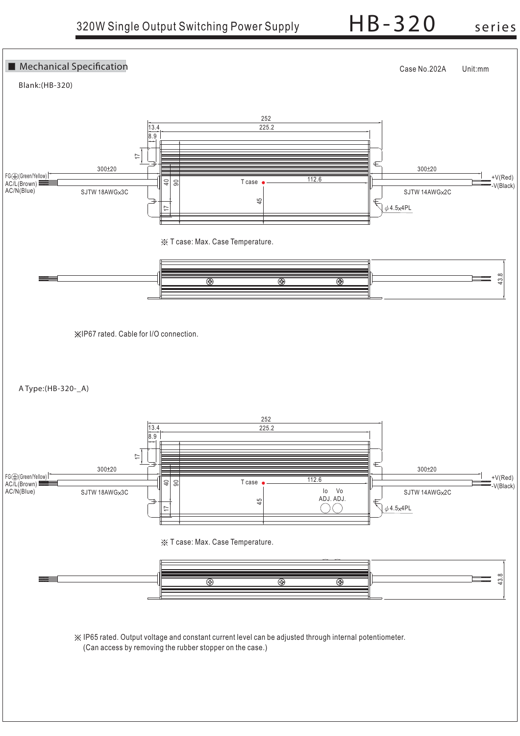## ■ Mechanical Specification

Case No.202A Unit:mm

Blank:(HB-320)

252
13.4
225.2
8.9
17
300±20
300±20
FG⏚(Green/Yellow)
AC/L(Brown)
AC/N(Blue)
40
90
T case
112.6
+V(Red)
-V(Black)
SJTW 18AWGx3C
SJTW 14AWGx2C
45
17
ϕ4.5x4PL

※ T case: Max. Case Temperature.

43.8

※IP67 rated. Cable for I/O connection.

A Type:(HB-320-_A)

252
13.4
225.2
8.9
17
300±20
300±20
FG⏚(Green/Yellow)
AC/L(Brown)
AC/N(Blue)
40
90
T case
112.6
+V(Red)
-V(Black)
SJTW 18AWGx3C
Io ADJ.
Vo ADJ.
SJTW 14AWGx2C
45
17
ϕ4.5x4PL

※ T case: Max. Case Temperature.

43.8

※ IP65 rated. Output voltage and constant current level can be adjusted through internal potentiometer.
(Can access by removing the rubber stopper on the case.)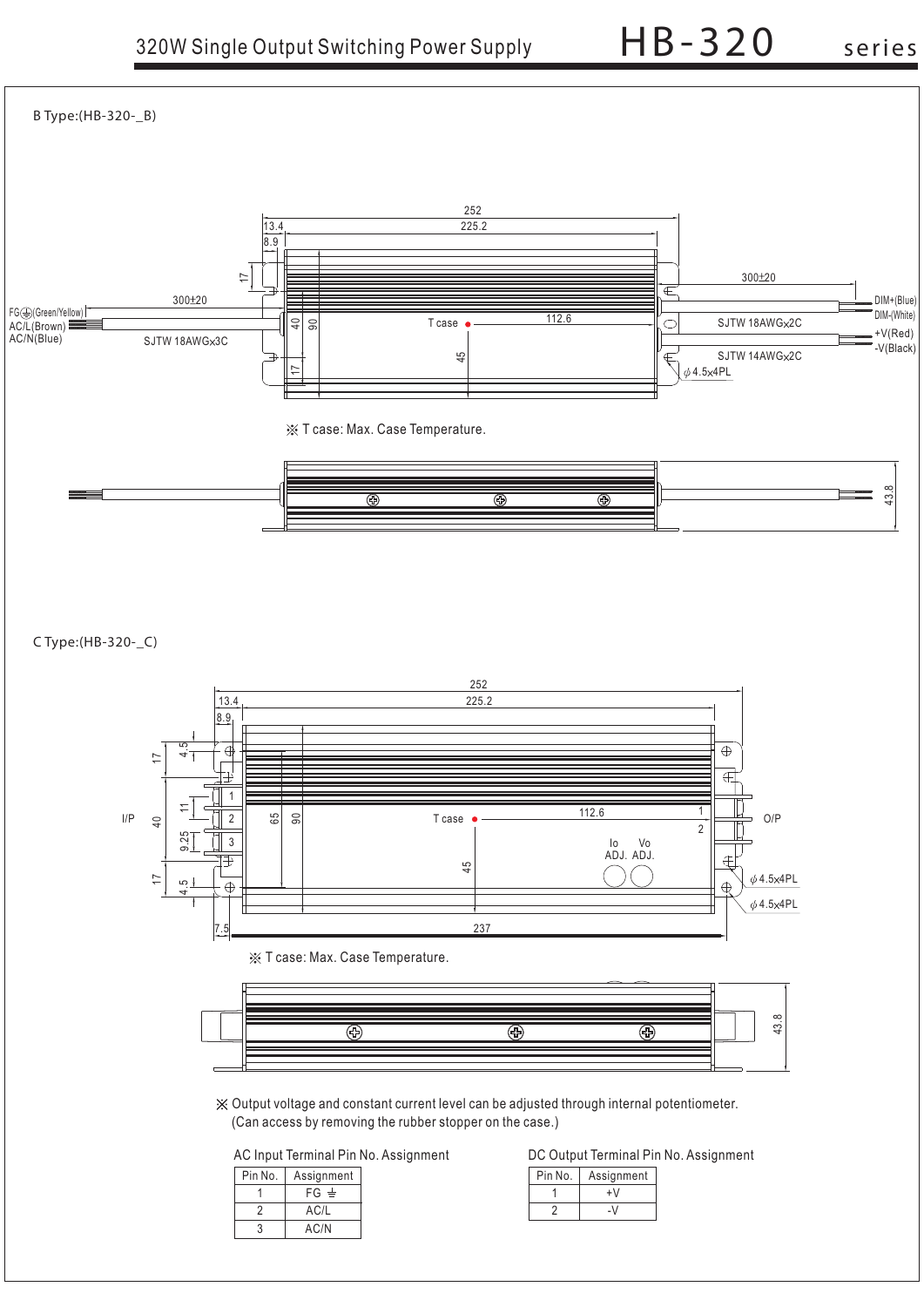B Type:(HB-320-_B)

FG⏚(Green/Yellow)
AC/L(Brown)
AC/N(Blue)

300±20

SJTW 18AWGx3C

252
13.4
225.2
8.9
17
40
90
17
T case
112.6
45

300±20
DIM+(Blue)
DIM-(White)
SJTW 18AWGx2C
+V(Red)
-V(Black)
SJTW 14AWGx2C
ϕ4.5x4PL

※ T case: Max. Case Temperature.

43.8

C Type:(HB-320-_C)

252
13.4
225.2
8.9
17
4.5
11
9.25
40
17
4.5
I/P
1
2
3
65
90
T case
112.6
45
1
2
O/P
Io ADJ.
Vo ADJ.
ϕ4.5x4PL
ϕ4.5x4PL
7.5
237

※ T case: Max. Case Temperature.

43.8

※ Output voltage and constant current level can be adjusted through internal potentiometer.
(Can access by removing the rubber stopper on the case.)

AC Input Terminal Pin No. Assignment

| Pin No. | Assignment |
|---|---|
| 1 | FG ⏚ |
| 2 | AC/L |
| 3 | AC/N |

DC Output Terminal Pin No. Assignment

| Pin No. | Assignment |
|---|---|
| 1 | +V |
| 2 | -V |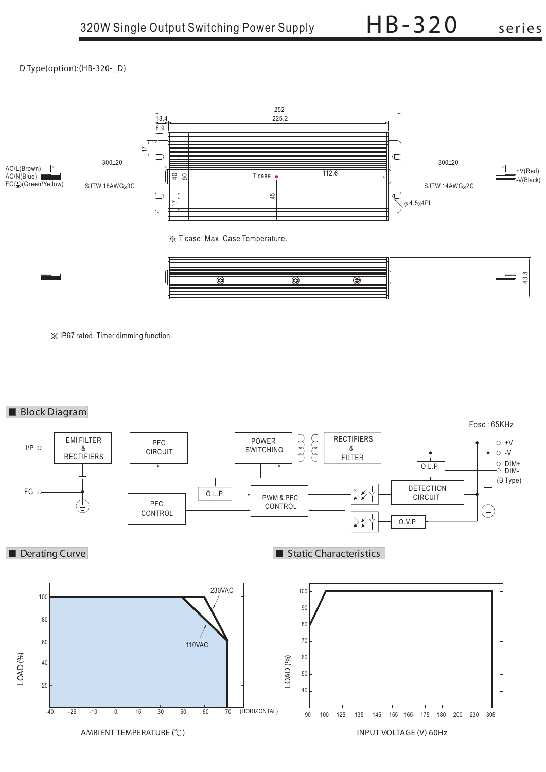D Type(option):(HB-320-_D)

252
13.4
225.2
8.9
17
300±20
300±20
AC/L(Brown)
AC/N(Blue)
FG⏚(Green/Yellow)
40
90
T case
112.6
+V(Red)
-V(Black)
SJTW 18AWGx3C
SJTW 14AWGx2C
17
45
φ4.5x4PL

※ T case: Max. Case Temperature.

43.8

※ IP67 rated. Timer dimming function.

## Block Diagram

Fosc : 65KHz

I/P, EMI FILTER & RECTIFIERS, PFC CIRCUIT, POWER SWITCHING, RECTIFIERS & FILTER, +V, -V, DIM+, DIM- (B Type), O.L.P., FG, PFC CONTROL, O.L.P., PWM & PFC CONTROL, DETECTION CIRCUIT, O.V.P.

## Derating Curve

LOAD (%)

230VAC

110VAC

AMBIENT TEMPERATURE (℃)

-40, -25, -10, 0, 15, 30, 50, 60, 70 (HORIZONTAL)

## Static Characteristics

LOAD (%)

INPUT VOLTAGE (V) 60Hz

90, 100, 125, 135, 145, 155, 165, 175, 180, 200, 230, 305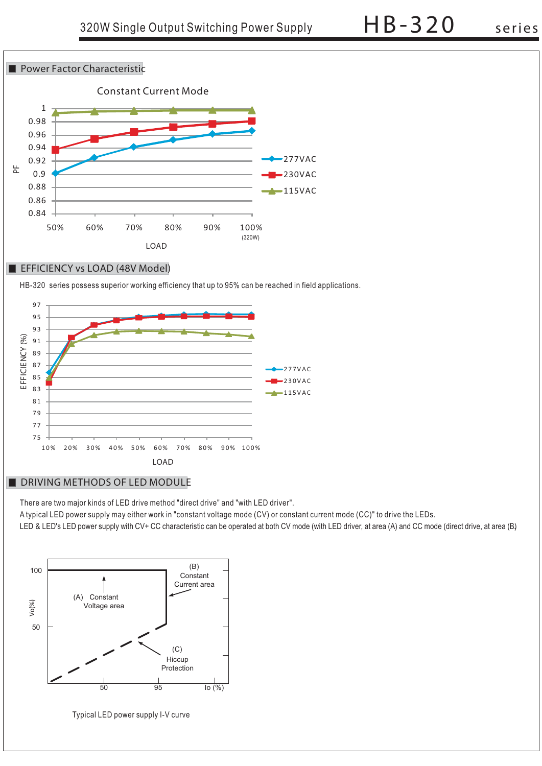## Power Factor Characteristic

Constant Current Mode

## EFFICIENCY vs LOAD (48V Model)

HB-320 series possess superior working efficiency that up to 95% can be reached in field applications.

## DRIVING METHODS OF LED MODULE

There are two major kinds of LED drive method "direct drive" and "with LED driver".

A typical LED power supply may either work in "constant voltage mode (CV) or constant current mode (CC)" to drive the LEDs.

LED & LED's LED power supply with CV+ CC characteristic can be operated at both CV mode (with LED driver, at area (A) and CC mode (direct drive, at area (B)

Typical LED power supply I-V curve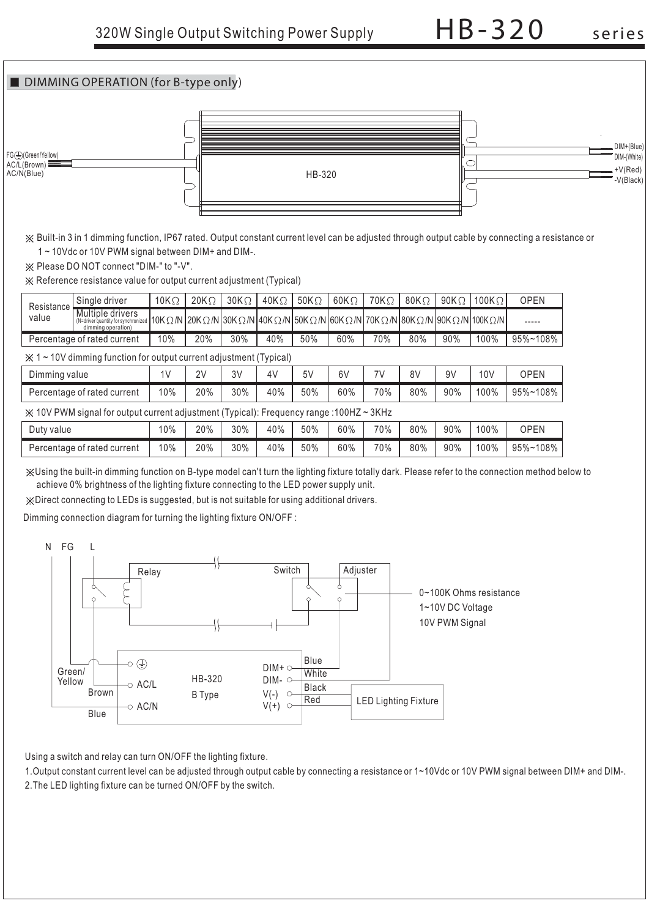## ■ DIMMING OPERATION (for B-type only)

FG⏚(Green/Yellow)
AC/L(Brown)
AC/N(Blue)

HB-320

DIM+(Blue)
DIM-(White)
+V(Red)
-V(Black)

※ Built-in 3 in 1 dimming function, IP67 rated. Output constant current level can be adjusted through output cable by connecting a resistance or 1 ~ 10Vdc or 10V PWM signal between DIM+ and DIM-.

※ Please DO NOT connect "DIM-" to "-V".

※ Reference resistance value for output current adjustment (Typical)

| Resistance value | | | | | | | | | | | | |
|---|---|---|---|---|---|---|---|---|---|---|---|---|
| | Single driver | 10KΩ | 20KΩ | 30KΩ | 40KΩ | 50KΩ | 60KΩ | 70KΩ | 80KΩ | 90KΩ | 100KΩ | OPEN |
| | Multiple drivers (N=driver quantity for synchronized dimming operation) | 10KΩ/N | 20KΩ/N | 30KΩ/N | 40KΩ/N | 50KΩ/N | 60KΩ/N | 70KΩ/N | 80KΩ/N | 90KΩ/N | 100KΩ/N | ----- |
| Percentage of rated current | | 10% | 20% | 30% | 40% | 50% | 60% | 70% | 80% | 90% | 100% | 95%~108% |

※ 1 ~ 10V dimming function for output current adjustment (Typical)

| Dimming value | 1V | 2V | 3V | 4V | 5V | 6V | 7V | 8V | 9V | 10V | OPEN |
|---|---|---|---|---|---|---|---|---|---|---|---|
| Percentage of rated current | 10% | 20% | 30% | 40% | 50% | 60% | 70% | 80% | 90% | 100% | 95%~108% |

※ 10V PWM signal for output current adjustment (Typical): Frequency range :100HZ ~ 3KHz

| Duty value | 10% | 20% | 30% | 40% | 50% | 60% | 70% | 80% | 90% | 100% | OPEN |
|---|---|---|---|---|---|---|---|---|---|---|---|
| Percentage of rated current | 10% | 20% | 30% | 40% | 50% | 60% | 70% | 80% | 90% | 100% | 95%~108% |

※Using the built-in dimming function on B-type model can't turn the lighting fixture totally dark. Please refer to the connection method below to achieve 0% brightness of the lighting fixture connecting to the LED power supply unit.

※Direct connecting to LEDs is suggested, but is not suitable for using additional drivers.

Dimming connection diagram for turning the lighting fixture ON/OFF :

N FG L

Relay | Switch | Adjuster

0~100K Ohms resistance
1~10V DC Voltage
10V PWM Signal

Green/Yellow | Brown | Blue

⏚ | AC/L | AC/N | HB-320 B Type | DIM+ | DIM- | V(-) | V(+)

Blue | White | Black | Red

LED Lighting Fixture

Using a switch and relay can turn ON/OFF the lighting fixture.

1.Output constant current level can be adjusted through output cable by connecting a resistance or 1~10Vdc or 10V PWM signal between DIM+ and DIM-.

2.The LED lighting fixture can be turned ON/OFF by the switch.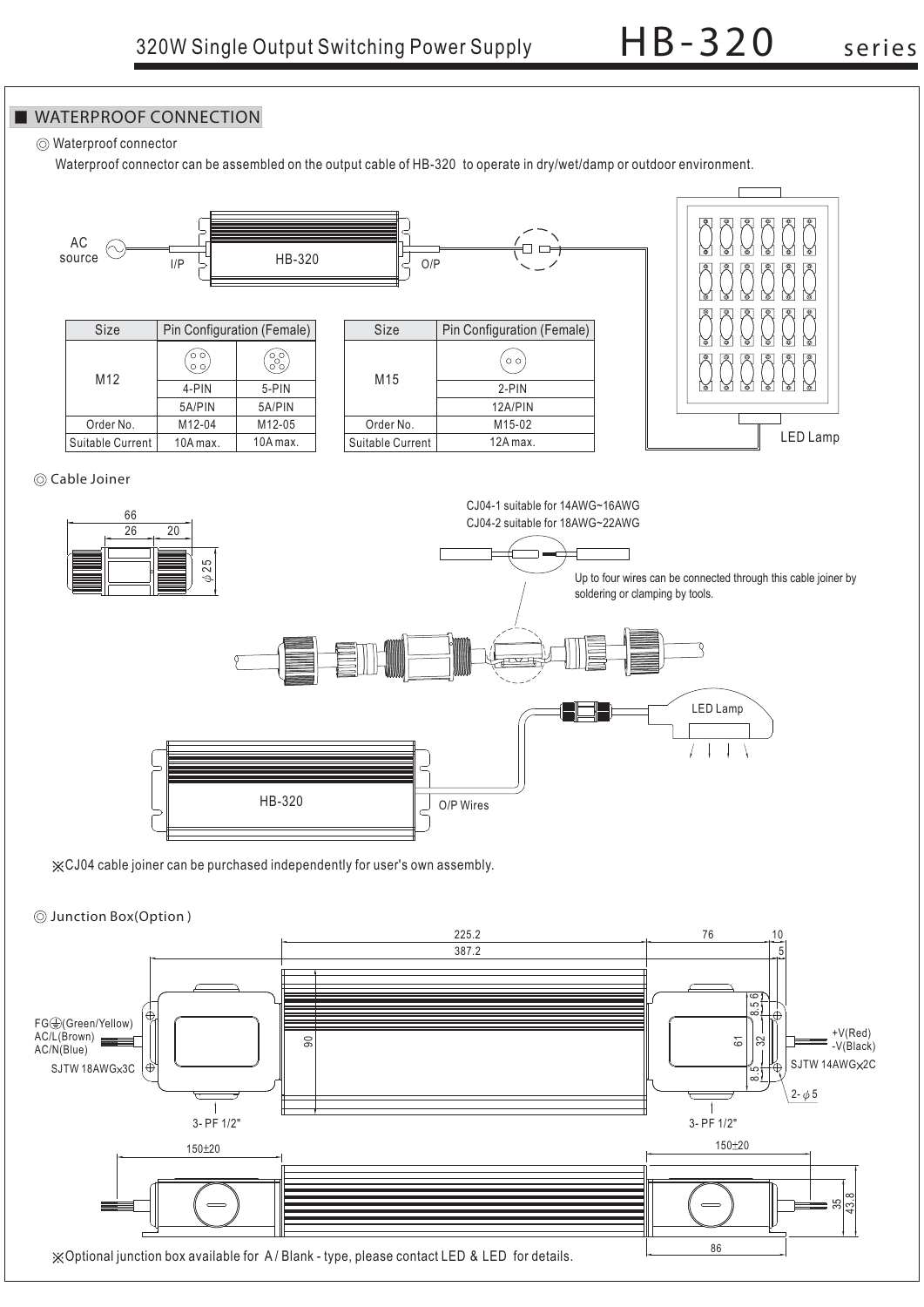# 320W Single Output Switching Power Supply HB-320 series

## WATERPROOF CONNECTION

◎ Waterproof connector

Waterproof connector can be assembled on the output cable of HB-320 to operate in dry/wet/damp or outdoor environment.

AC source

I/P

HB-320

O/P

LED Lamp

| Size | Pin Configuration (Female) | |
|---|---|---|
| M12 | 4-PIN | 5-PIN |
| | 5A/PIN | 5A/PIN |
| Order No. | M12-04 | M12-05 |
| Suitable Current | 10A max. | 10A max. |

| Size | Pin Configuration (Female) |
|---|---|
| M15 | 2-PIN |
| | 12A/PIN |
| Order No. | M15-02 |
| Suitable Current | 12A max. |

◎ Cable Joiner

66

26

20

ϕ25

CJ04-1 suitable for 14AWG~16AWG

CJ04-2 suitable for 18AWG~22AWG

Up to four wires can be connected through this cable joiner by soldering or clamping by tools.

LED Lamp

HB-320

O/P Wires

※CJ04 cable joiner can be purchased independently for user's own assembly.

◎ Junction Box(Option )

225.2

387.2

76

10

5

8.5

6

32

61

8.5

90

FG⏚(Green/Yellow)

AC/L(Brown)

AC/N(Blue)

SJTW 18AWGx3C

+V(Red)

-V(Black)

SJTW 14AWGx2C

2- ϕ5

3- PF 1/2"

3- PF 1/2"

150±20

150±20

35

43.8

86

※Optional junction box available for A / Blank - type, please contact LED & LED for details.